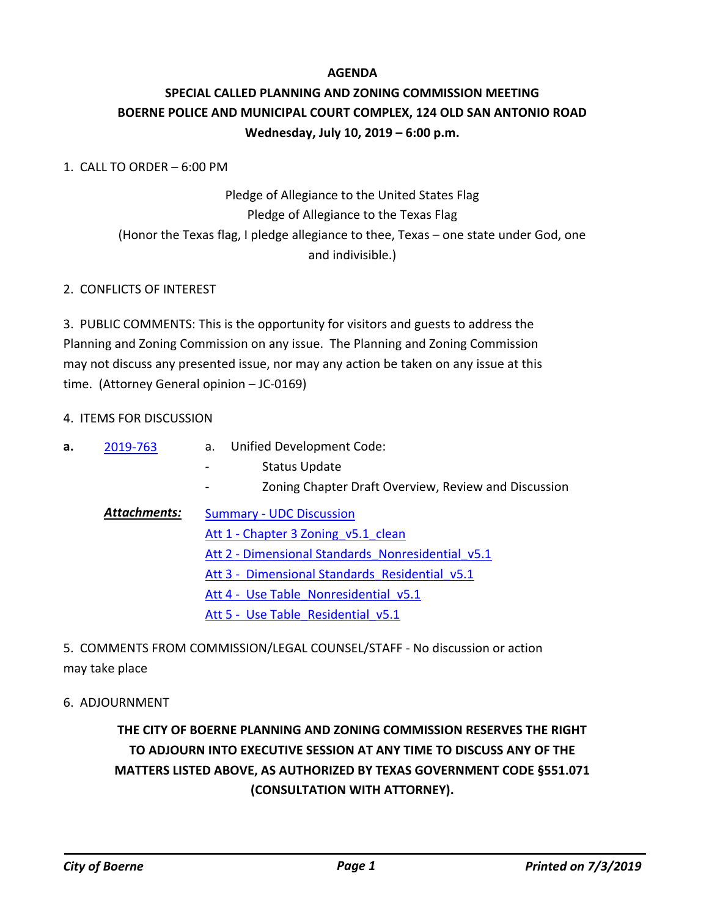**AGENDA**

**SPECIAL CALLED PLANNING AND ZONING COMMISSION MEETING**
**BOERNE POLICE AND MUNICIPAL COURT COMPLEX, 124 OLD SAN ANTONIO ROAD**
**Wednesday, July 10, 2019 – 6:00 p.m.**

1. CALL TO ORDER – 6:00 PM

Pledge of Allegiance to the United States Flag
Pledge of Allegiance to the Texas Flag
(Honor the Texas flag, I pledge allegiance to thee, Texas – one state under God, one and indivisible.)

2. CONFLICTS OF INTEREST

3. PUBLIC COMMENTS: This is the opportunity for visitors and guests to address the Planning and Zoning Commission on any issue. The Planning and Zoning Commission may not discuss any presented issue, nor may any action be taken on any issue at this time. (Attorney General opinion – JC-0169)

4. ITEMS FOR DISCUSSION

**a.** 2019-763 — a. Unified Development Code:
- Status Update
- Zoning Chapter Draft Overview, Review and Discussion

***Attachments:***
- Summary - UDC Discussion
- Att 1 - Chapter 3 Zoning_v5.1_clean
- Att 2 - Dimensional Standards_Nonresidential_v5.1
- Att 3 - Dimensional Standards_Residential_v5.1
- Att 4 - Use Table_Nonresidential_v5.1
- Att 5 - Use Table_Residential_v5.1

5. COMMENTS FROM COMMISSION/LEGAL COUNSEL/STAFF - No discussion or action may take place

6. ADJOURNMENT

**THE CITY OF BOERNE PLANNING AND ZONING COMMISSION RESERVES THE RIGHT TO ADJOURN INTO EXECUTIVE SESSION AT ANY TIME TO DISCUSS ANY OF THE MATTERS LISTED ABOVE, AS AUTHORIZED BY TEXAS GOVERNMENT CODE §551.071 (CONSULTATION WITH ATTORNEY).**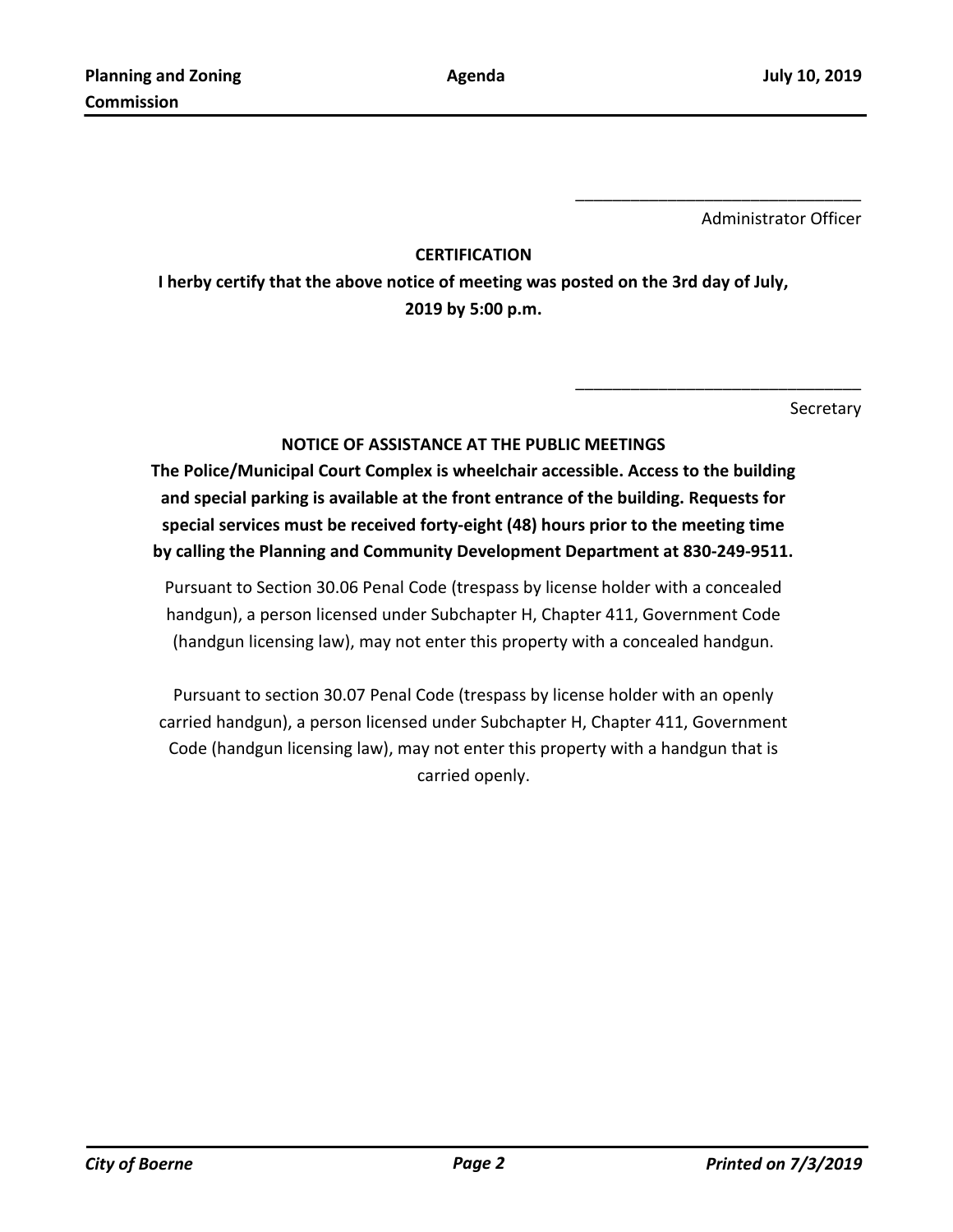_______________________________

Administrator Officer

**CERTIFICATION**

**I herby certify that the above notice of meeting was posted on the 3rd day of July, 2019 by 5:00 p.m.**

_______________________________

Secretary

**NOTICE OF ASSISTANCE AT THE PUBLIC MEETINGS**

**The Police/Municipal Court Complex is wheelchair accessible. Access to the building and special parking is available at the front entrance of the building. Requests for special services must be received forty-eight (48) hours prior to the meeting time by calling the Planning and Community Development Department at 830-249-9511.**

Pursuant to Section 30.06 Penal Code (trespass by license holder with a concealed handgun), a person licensed under Subchapter H, Chapter 411, Government Code (handgun licensing law), may not enter this property with a concealed handgun.

Pursuant to section 30.07 Penal Code (trespass by license holder with an openly carried handgun), a person licensed under Subchapter H, Chapter 411, Government Code (handgun licensing law), may not enter this property with a handgun that is carried openly.